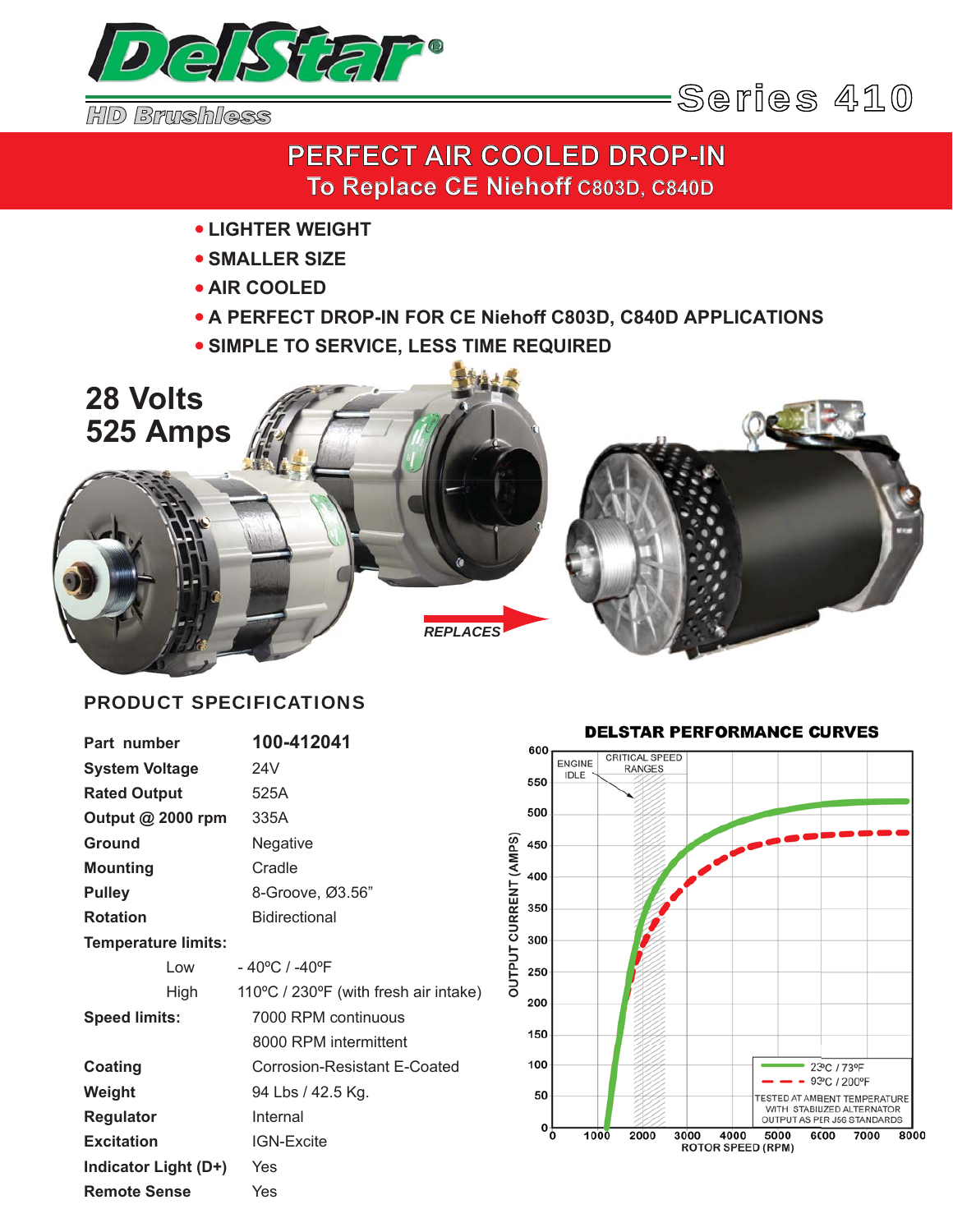# DelStar®

HD Brushless

Series 410

## PERFECT AIR COOLED DROP-IN
### To Replace CE Niehoff C803D, C840D

- LIGHTER WEIGHT
- SMALLER SIZE
- AIR COOLED
- A PERFECT DROP-IN FOR CE Niehoff C803D, C840D APPLICATIONS
- SIMPLE TO SERVICE, LESS TIME REQUIRED

**28 Volts**
**525 Amps**

*REPLACES*

## PRODUCT SPECIFICATIONS

| | |
|---|---|
| **Part number** | **100-412041** |
| **System Voltage** | 24V |
| **Rated Output** | 525A |
| **Output @ 2000 rpm** | 335A |
| **Ground** | Negative |
| **Mounting** | Cradle |
| **Pulley** | 8-Groove, Ø3.56" |
| **Rotation** | Bidirectional |
| **Temperature limits:** | |
| Low | - 40ºC / -40ºF |
| High | 110ºC / 230ºF (with fresh air intake) |
| **Speed limits:** | 7000 RPM continuous |
| | 8000 RPM intermittent |
| **Coating** | Corrosion-Resistant E-Coated |
| **Weight** | 94 Lbs / 42.5 Kg. |
| **Regulator** | Internal |
| **Excitation** | IGN-Excite |
| **Indicator Light (D+)** | Yes |
| **Remote Sense** | Yes |

**DELSTAR PERFORMANCE CURVES**

ENGINE IDLE — CRITICAL SPEED RANGES

OUTPUT CURRENT (AMPS) vs. ROTOR SPEED (RPM)

23ºC / 73ºF
93ºC / 200ºF

TESTED AT AMBIENT TEMPERATURE WITH STABILIZED ALTERNATOR OUTPUT AS PER J56 STANDARDS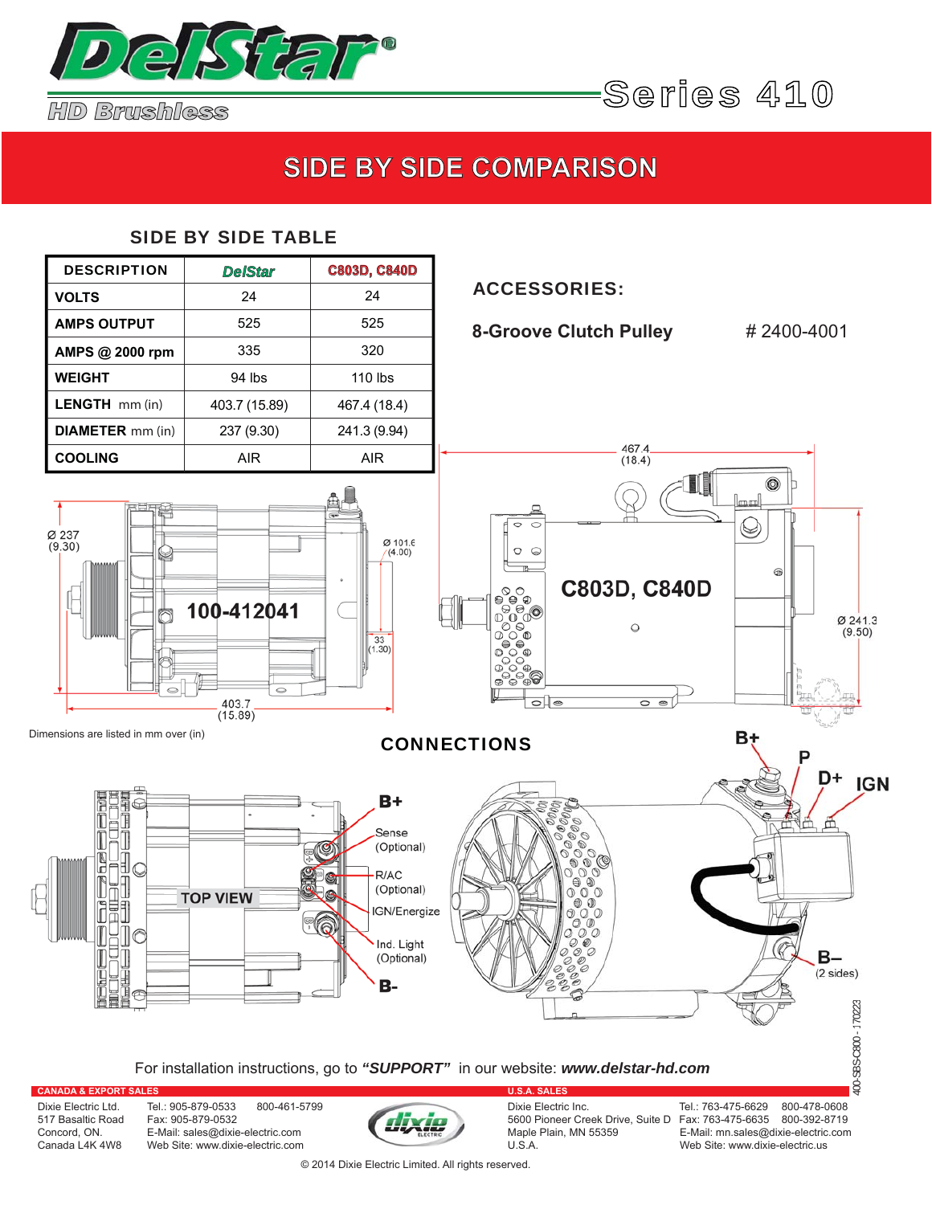# DelStar® HD Brushless

Series 410

## SIDE BY SIDE COMPARISON

### SIDE BY SIDE TABLE

| DESCRIPTION | DelStar | C803D, C840D |
|---|---|---|
| VOLTS | 24 | 24 |
| AMPS OUTPUT | 525 | 525 |
| AMPS @ 2000 rpm | 335 | 320 |
| WEIGHT | 94 lbs | 110 lbs |
| LENGTH mm (in) | 403.7 (15.89) | 467.4 (18.4) |
| DIAMETER mm (in) | 237 (9.30) | 241.3 (9.94) |
| COOLING | AIR | AIR |

### ACCESSORIES:

**8-Groove Clutch Pulley** # 2400-4001

Ø 237
(9.30)

Ø 101.6
(4.00)

100-412041

33
(1.30)

403.7
(15.89)

467.4
(18.4)

C803D, C840D

Ø 241.3
(9.50)

Dimensions are listed in mm over (in)

### CONNECTIONS

TOP VIEW

B+

Sense
(Optional)

R/AC
(Optional)

IGN/Energize

Ind. Light
(Optional)

B-

B+

P

D+

IGN

B–
(2 sides)

400-SBS-C800 - 170223

For installation instructions, go to ***"SUPPORT"*** in our website: ***www.delstar-hd.com***

**CANADA & EXPORT SALES**

Dixie Electric Ltd.
517 Basaltic Road
Concord, ON.
Canada L4K 4W8

Tel.: 905-879-0533 800-461-5799
Fax: 905-879-0532
E-Mail: sales@dixie-electric.com
Web Site: www.dixie-electric.com

**U.S.A. SALES**

Dixie Electric Inc.
5600 Pioneer Creek Drive, Suite D
Maple Plain, MN 55359
U.S.A.

Tel.: 763-475-6629 800-478-0608
Fax: 763-475-6635 800-392-8719
E-Mail: mn.sales@dixie-electric.com
Web Site: www.dixie-electric.us

© 2014 Dixie Electric Limited. All rights reserved.